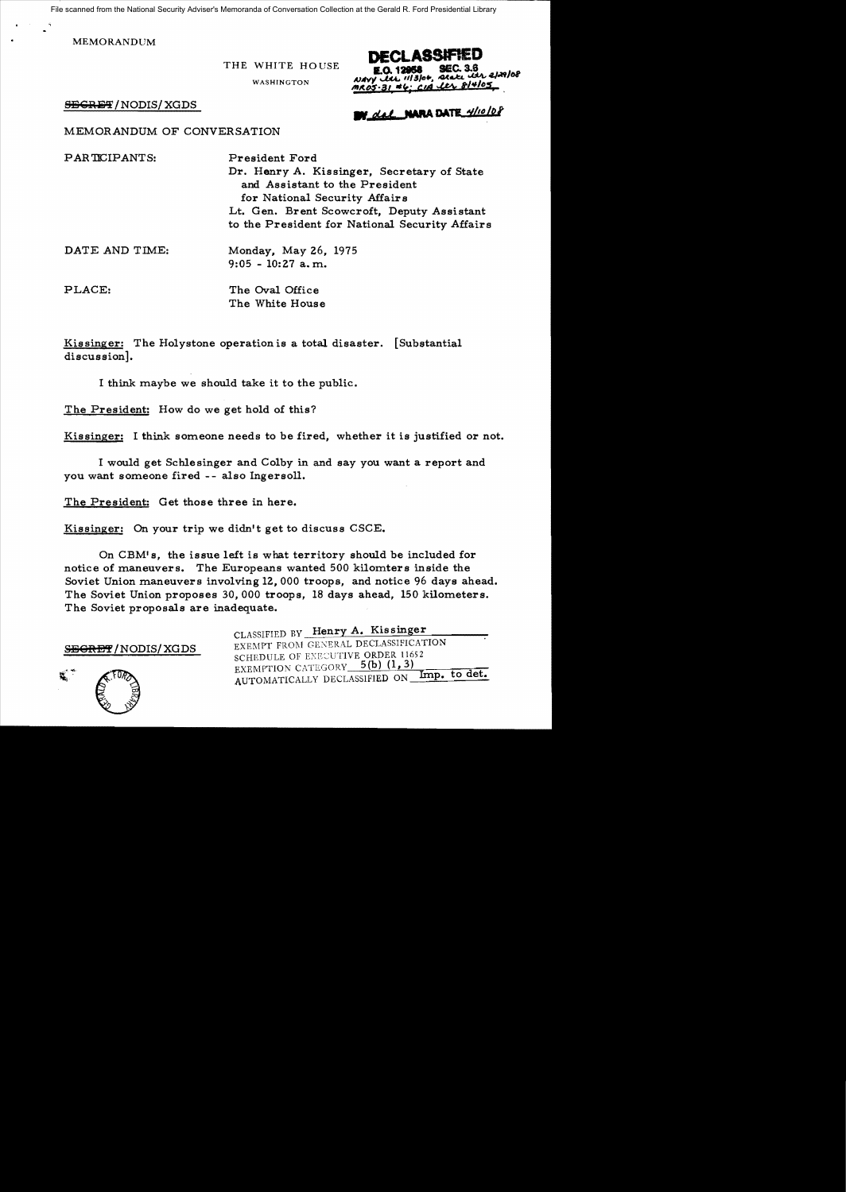File scanned from the National Security Adviser's Memoranda of Conversation Collection at the Gerald R. Ford Presidential Library

MEMORANDUM

THE WHITE HOUSE

WASHINGTON

**DECLASSIFIED**
E.O. 12958 SEC. 3.6
NAVY ltr 11/3/06, State ltr 2/29/08
MR05-31 #4; CIA ltr 8/4/05
BY dal NARA DATE 4/10/08

~~SECRET~~/NODIS/XGDS

MEMORANDUM OF CONVERSATION

PARTICIPANTS: President Ford
Dr. Henry A. Kissinger, Secretary of State and Assistant to the President for National Security Affairs
Lt. Gen. Brent Scowcroft, Deputy Assistant to the President for National Security Affairs

DATE AND TIME: Monday, May 26, 1975
9:05 - 10:27 a.m.

PLACE: The Oval Office
The White House

Kissinger: The Holystone operation is a total disaster. [Substantial discussion].

I think maybe we should take it to the public.

The President: How do we get hold of this?

Kissinger: I think someone needs to be fired, whether it is justified or not.

I would get Schlesinger and Colby in and say you want a report and you want someone fired -- also Ingersoll.

The President: Get those three in here.

Kissinger: On your trip we didn't get to discuss CSCE.

On CBM's, the issue left is what territory should be included for notice of maneuvers. The Europeans wanted 500 kilomters inside the Soviet Union maneuvers involving 12,000 troops, and notice 96 days ahead. The Soviet Union proposes 30,000 troops, 18 days ahead, 150 kilometers. The Soviet proposals are inadequate.

~~SECRET~~/NODIS/XGDS

CLASSIFIED BY Henry A. Kissinger
EXEMPT FROM GENERAL DECLASSIFICATION SCHEDULE OF EXECUTIVE ORDER 11652
EXEMPTION CATEGORY 5(b) (1,3)
AUTOMATICALLY DECLASSIFIED ON Imp. to det.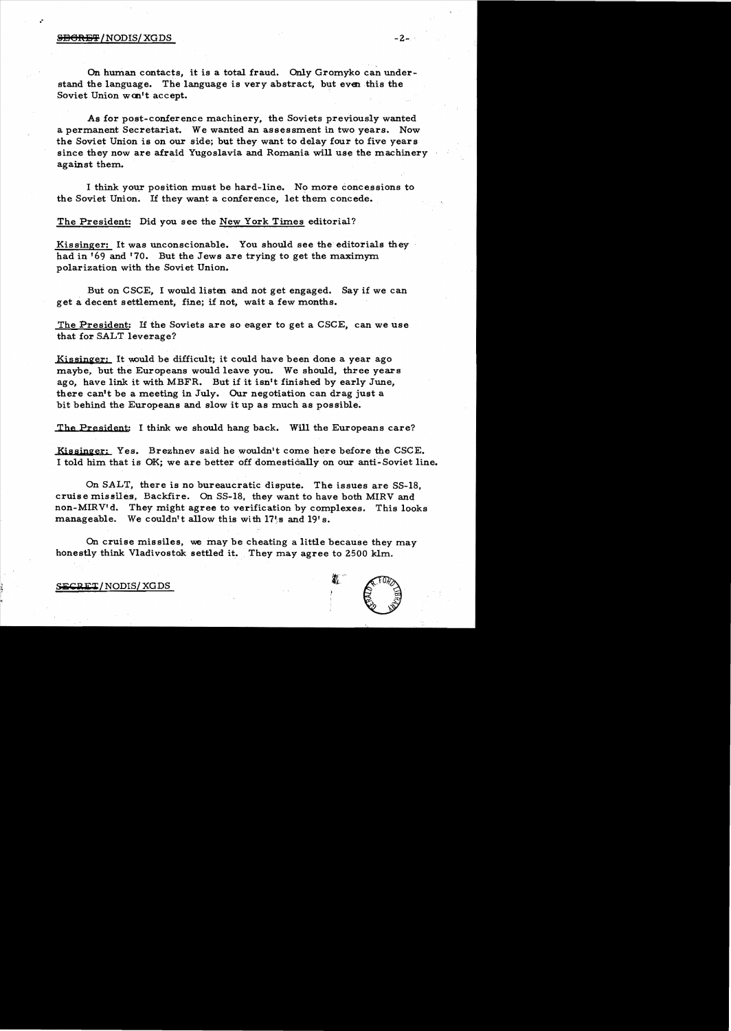On human contacts, it is a total fraud. Only Gromyko can understand the language. The language is very abstract, but even this the Soviet Union won't accept.

As for post-conference machinery, the Soviets previously wanted a permanent Secretariat. We wanted an assessment in two years. Now the Soviet Union is on our side; but they want to delay four to five years since they now are afraid Yugoslavia and Romania will use the machinery against them.

I think your position must be hard-line. No more concessions to the Soviet Union. If they want a conference, let them concede.

The President: Did you see the New York Times editorial?

Kissinger: It was unconscionable. You should see the editorials they had in '69 and '70. But the Jews are trying to get the maximym polarization with the Soviet Union.

But on CSCE, I would listen and not get engaged. Say if we can get a decent settlement, fine; if not, wait a few months.

The President: If the Soviets are so eager to get a CSCE, can we use that for SALT leverage?

Kissinger: It would be difficult; it could have been done a year ago maybe, but the Europeans would leave you. We should, three years ago, have link it with MBFR. But if it isn't finished by early June, there can't be a meeting in July. Our negotiation can drag just a bit behind the Europeans and slow it up as much as possible.

The President: I think we should hang back. Will the Europeans care?

Kissinger: Yes. Brezhnev said he wouldn't come here before the CSCE. I told him that is OK; we are better off domestically on our anti-Soviet line.

On SALT, there is no bureaucratic dispute. The issues are SS-18, cruise missiles, Backfire. On SS-18, they want to have both MIRV and non-MIRV'd. They might agree to verification by complexes. This looks manageable. We couldn't allow this with 17's and 19's.

On cruise missiles, we may be cheating a little because they may honestly think Vladivostok settled it. They may agree to 2500 klm.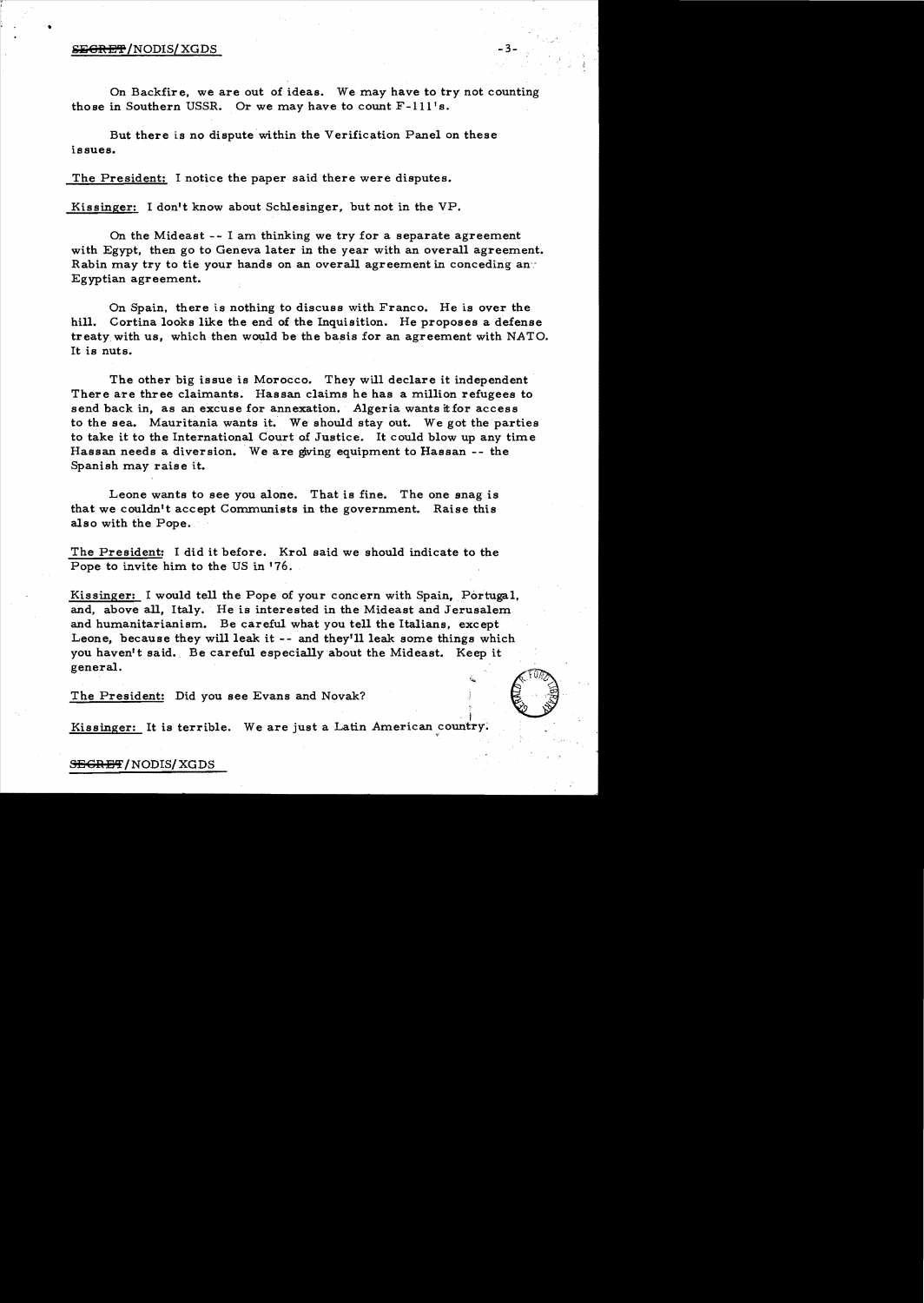On Backfire, we are out of ideas. We may have to try not counting those in Southern USSR. Or we may have to count F-111's.

But there is no dispute within the Verification Panel on these issues.

The President: I notice the paper said there were disputes.

Kissinger: I don't know about Schlesinger, but not in the VP.

On the Mideast -- I am thinking we try for a separate agreement with Egypt, then go to Geneva later in the year with an overall agreement. Rabin may try to tie your hands on an overall agreement in conceding an Egyptian agreement.

On Spain, there is nothing to discuss with Franco. He is over the hill. Cortina looks like the end of the Inquisition. He proposes a defense treaty with us, which then would be the basis for an agreement with NATO. It is nuts.

The other big issue is Morocco. They will declare it independent. There are three claimants. Hassan claims he has a million refugees to send back in, as an excuse for annexation. Algeria wants it for access to the sea. Mauritania wants it. We should stay out. We got the parties to take it to the International Court of Justice. It could blow up any time Hassan needs a diversion. We are giving equipment to Hassan -- the Spanish may raise it.

Leone wants to see you alone. That is fine. The one snag is that we couldn't accept Communists in the government. Raise this also with the Pope.

The President: I did it before. Krol said we should indicate to the Pope to invite him to the US in '76.

Kissinger: I would tell the Pope of your concern with Spain, Portugal, and, above all, Italy. He is interested in the Mideast and Jerusalem and humanitarianism. Be careful what you tell the Italians, except Leone, because they will leak it -- and they'll leak some things which you haven't said. Be careful especially about the Mideast. Keep it general.

The President: Did you see Evans and Novak?

Kissinger: It is terrible. We are just a Latin American country.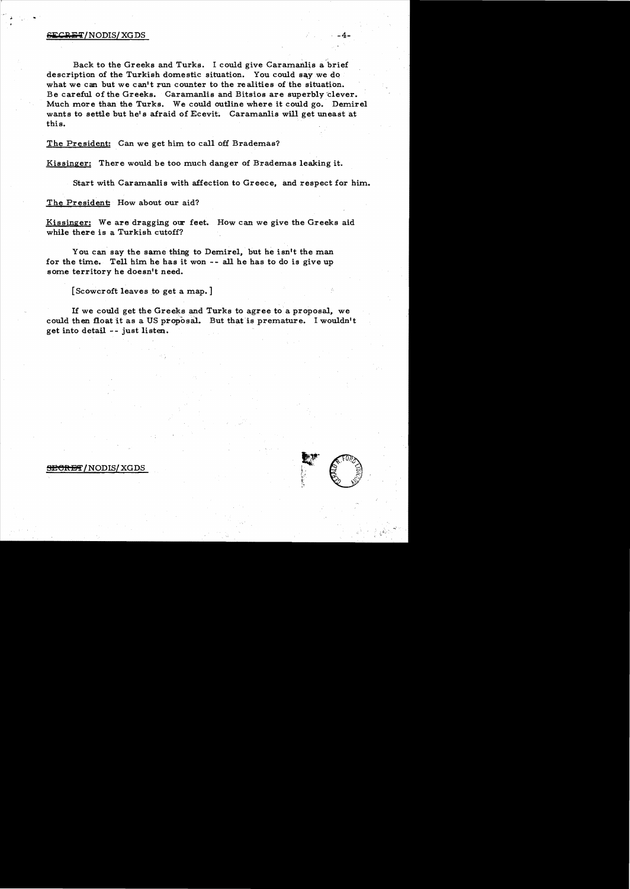Back to the Greeks and Turks. I could give Caramanlis a brief description of the Turkish domestic situation. You could say we do what we can but we can't run counter to the realities of the situation. Be careful of the Greeks. Caramanlis and Bitsios are superbly clever. Much more than the Turks. We could outline where it could go. Demirel wants to settle but he's afraid of Ecevit. Caramanlis will get uneast at this.

The President: Can we get him to call off Brademas?

Kissinger: There would be too much danger of Brademas leaking it.

Start with Caramanlis with affection to Greece, and respect for him.

The President: How about our aid?

Kissinger: We are dragging our feet. How can we give the Greeks aid while there is a Turkish cutoff?

You can say the same thing to Demirel, but he isn't the man for the time. Tell him he has it won -- all he has to do is give up some territory he doesn't need.

[Scowcroft leaves to get a map.]

If we could get the Greeks and Turks to agree to a proposal, we could then float it as a US proposal. But that is premature. I wouldn't get into detail -- just listen.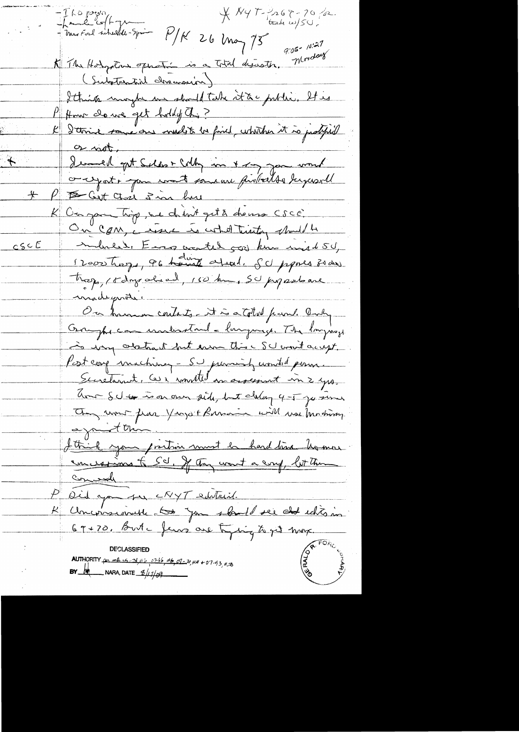- Ito paper
- Lend-lease
- Mrs Ford schedule - Spain

\* NYT - p. 67-70 re: trade w/SU.

P/K 26 May 75

9:05 - 10:27 Monday

K The Holyston operation is a total disaster. (Substantial discussion)

I think maybe we should take it to public. It is

P How do we get hold of this?

K I think someone must be fired, whether it is justified or not.

\* I would get Schles + Colby in + say you want an effort + you want someone fired. Also Ingersoll

\* P Get those 3 in here

K On your trip, we didn't get to discuss CSCE.

CSCE On CBM, issue is what territory should be included. Europe wanted 500 km inside SU, 12000 troops, 96 hours ahead. SU proposes 30000 troops, 18 days ahead, 150 km. SU proposals are inadequate.

On human contacts - it is a total fraud. Only Gromyko can understand the language. The language is very abstract but even this SU won't accept.

Post conference machinery - SU permanent would permit Secretariat. We're committed on assessment in 2 yrs. Time SU is on our side, but delay 4-5 yrs since they worry Yugo + Romania will use machinery against them.

I think your position must be hard line. No more concessions to SU. If they want a conf, let them concede.

P Did you see NYT editorial.

K Unconscionable. You should see the edits in 67 + 70. But the Jews are trying to get more.

DECLASSIFIED
AUTHORITY per MR 05-34 #16; 07-16 #6; 07-70 #4 + 07-93 #28
BY [initials] NARA, DATE 8/17/09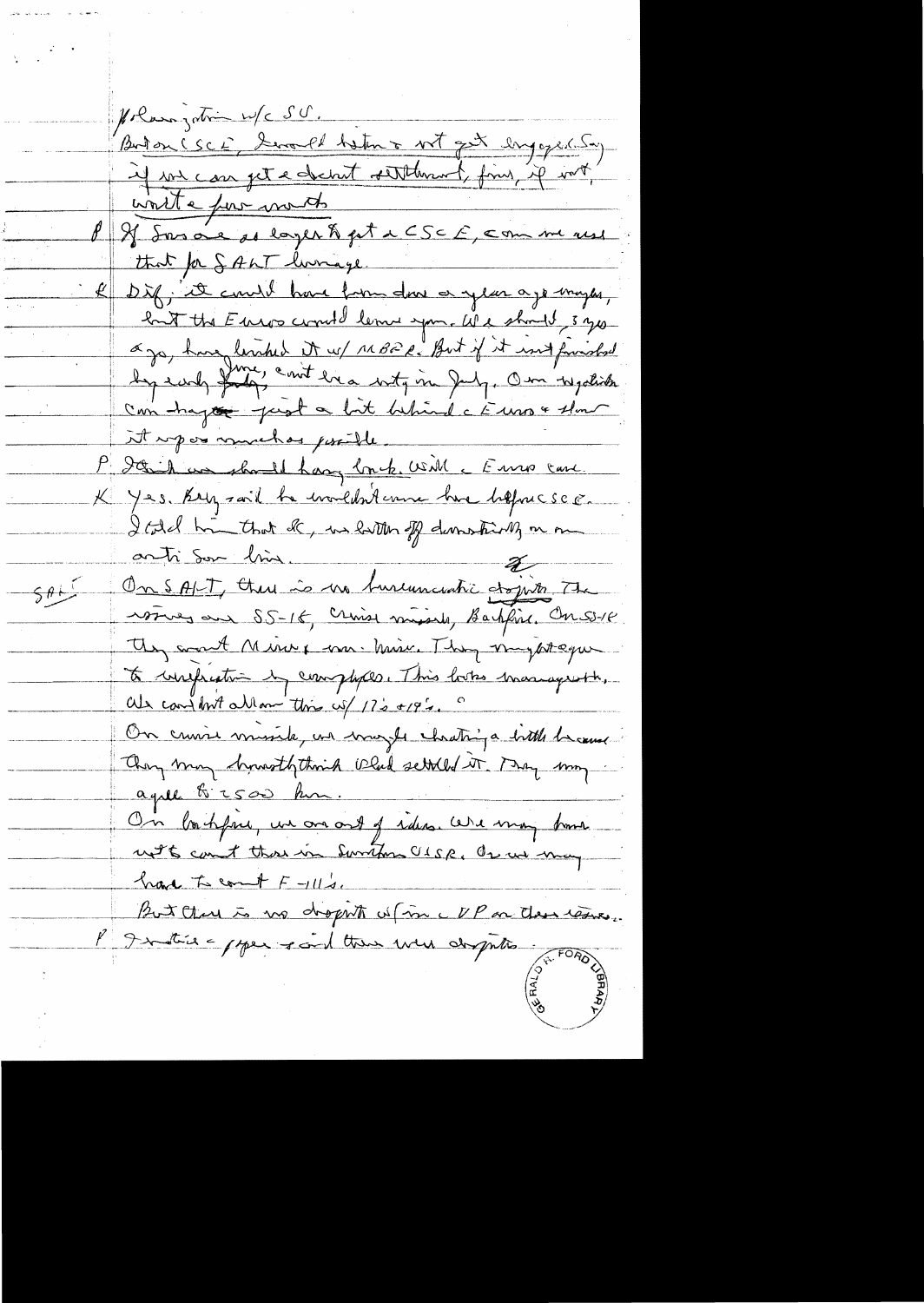Polarization w/c SU.

But on CSCE, I would better not get engaged. Say if we can get a decent settlement, fine, if not, wait a few months

P If Sov are so eager to get a CSCE, can we use that for SALT leverage.

K Diff: it could have been done a year ago maybe, but the Euros would leave you. We should, 3 yrs ago, have linked it w/ MBFR. But if it isn't finished by early June, can't be a mtg in July. On negotiation can drag — just a bit behind the Euros & then it up as much as possible.

P I think we should hang back. Will the Euros cave.

K Yes. Brez said he wouldn't come here before CSCE. I told him that K, we better off domestically on an anti-Sov line.

SALT On SALT, there is no bureaucratic dispute. The issues are SS-18, cruise missile, Backfire. On SS-18 they want MIRV & non-MIRV. They might agree to verification by complexes. This looks manageable. We couldn't allow this w/ 17's & 19's.

On cruise missile, we might be cheating a little because they may honestly think Vlad settled it. They may agree to 2500 km.

On Backfire, we are out of ideas. We may have not to count these in Soviet USSR. Or we may have to count F-111's.

But there is no dispute w/in the VP on these issues.

P I notice a paper said there were disputes.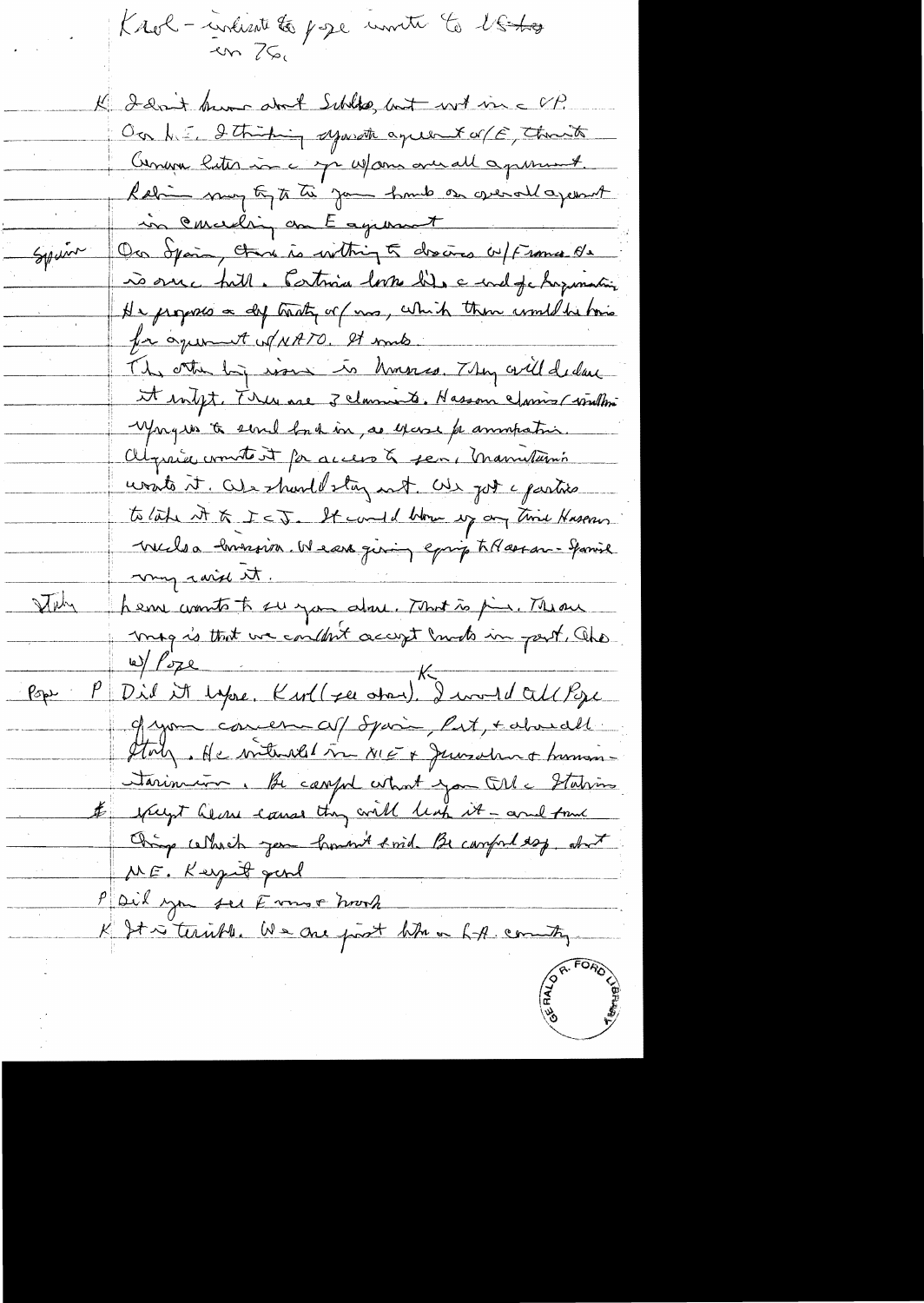Karl – invitation to Pope invite to US to go in 76.

K I don't know about Schlee, but not in a VP.

On ME. I think an agreement w/E, then to Geneva later in a year w/an overall agreement. Rabin may try to tie your hands on overall agreement in concluding an E agreement

Spain — On Spain, there is nothing to discuss w/Franco. He is very ill. Cortina looks like a end of negotiation. He proposes a def treaty w/us, which then would be basis for agreement w/NATO. It won't.

The other big issue is Morocco. They will declare it in Sept. There are 3 claimants. Hassan claims (with Mauritania) to send back in, as excuse for annexation. Algeria wants it for access to sea, Mauritania wants it. We should stay out. We got a parties to take it to ICJ. It could blow up any time Hassan needs a diversion. We are giving equip to Hassan – Spain may raise it.

Italy — Leone wants to see you alone. That is fine. The main msg is that we couldn't accept Comm in govt. Also w/Pope

Pope P Did it before. Karl (see above). I would tell Pope of your concern w/ Spain, Port, & above all Italy. He interested in ME & Jerusalem & humanitarianism. Be careful what you tell a Italian except Leone cause they will leak it – and tell things which you haven't said. Be careful esp. about ME. Keep it general.

P Did you see Ermos' Mark

K It is terrible. We are just like a LA country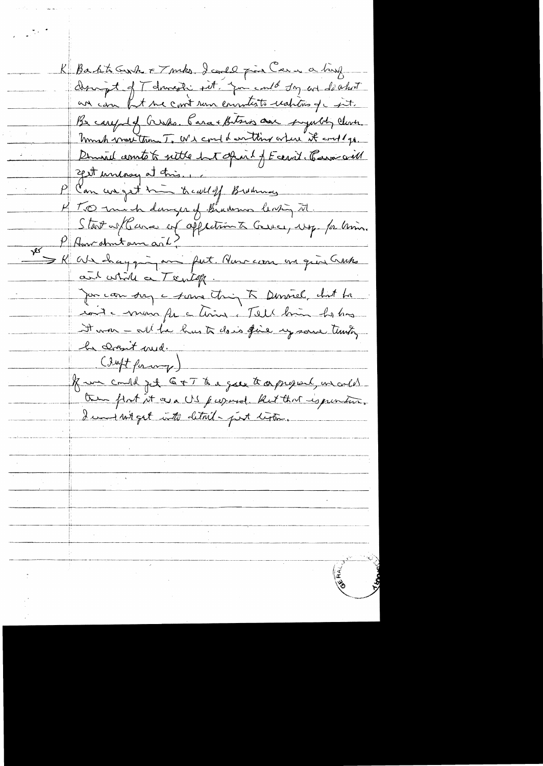K Back to Greeks & Turks. I could give Caramanlis a long draught of Turkish position. You could say we do what we can but we can't run countries' relations for them. Be careful of Greeks. Bitsios are equally clever. Much more than Turks. We could do anything where it could go. Demirel wants to settle but afraid of Ecevit. Caramanlis will get uneasy at this.

P Can we get him to call off Brademas

K Too much danger of Brademas leaking it.

Start w/Caramanlis of affection to Greece, esp. for him.

P How about arms aid?

xx → K We're dragging our feet. How can we give Greeks aid while a Turk [illegible].

You can say a same thing to Demirel, but he isn't a man for a time. Tell him he has it won — all he has to do is give up some territory he doesn't need.

(Left for mtg)

If we could get G & T to agree to a proposal, we could then float it as a US proposal. But that is premature. I won't get into detail — just listen.